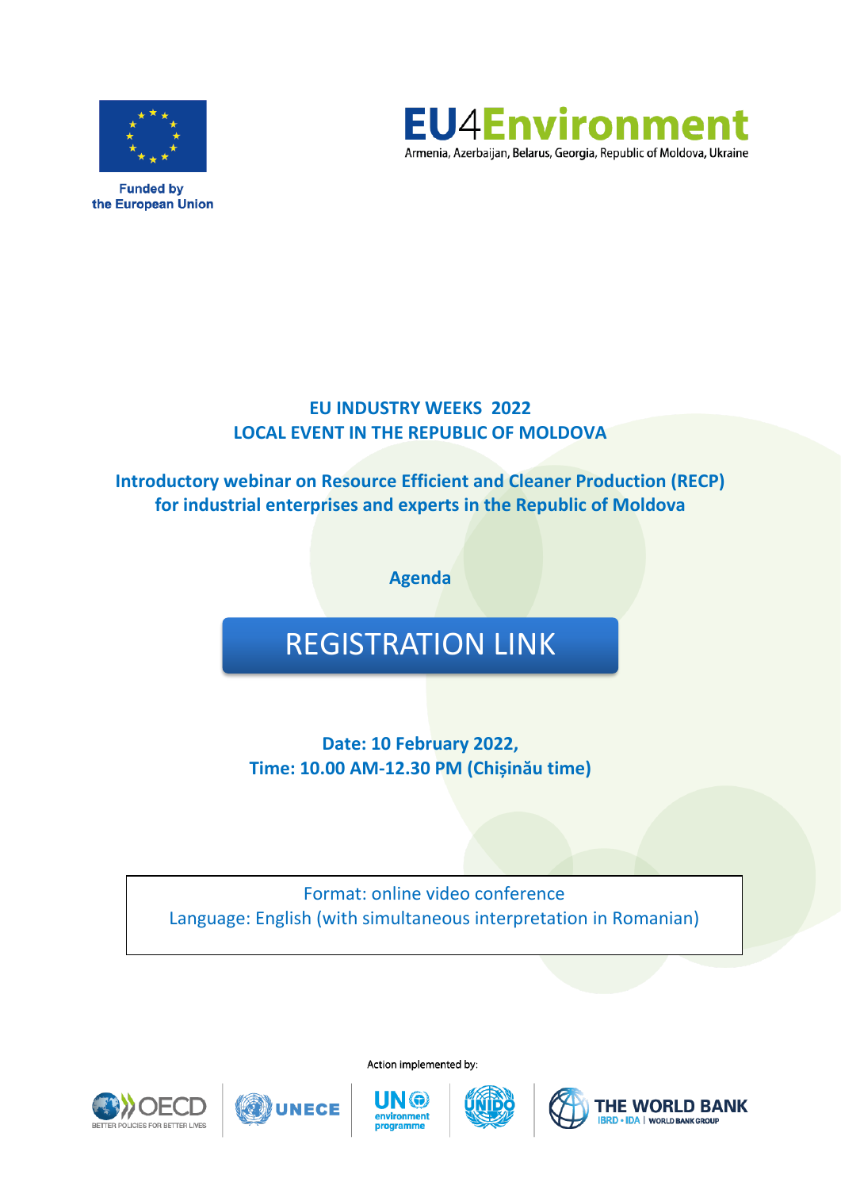Funded by the European Union

**EU4Environment**
Armenia, Azerbaijan, Belarus, Georgia, Republic of Moldova, Ukraine

# EU INDUSTRY WEEKS 2022
# LOCAL EVENT IN THE REPUBLIC OF MOLDOVA

## Introductory webinar on Resource Efficient and Cleaner Production (RECP) for industrial enterprises and experts in the Republic of Moldova

### Agenda

REGISTRATION LINK

**Date: 10 February 2022,**
**Time: 10.00 AM-12.30 PM (Chișinău time)**

Format: online video conference
Language: English (with simultaneous interpretation in Romanian)

Action implemented by:

OECD BETTER POLICIES FOR BETTER LIVES | UNECE | UN environment programme | UNIDO | THE WORLD BANK IBRD • IDA | WORLD BANK GROUP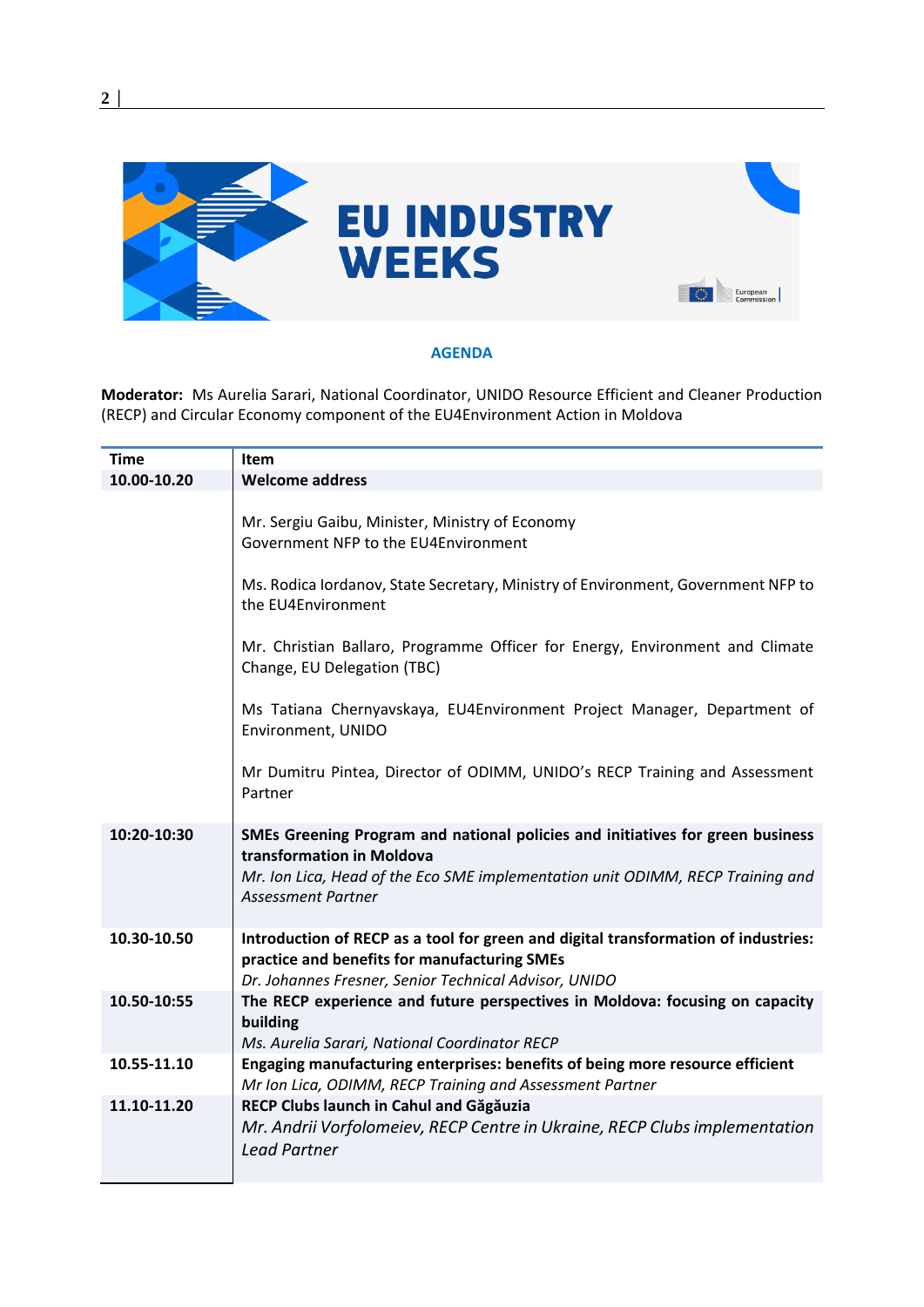# EU INDUSTRY WEEKS

## AGENDA

**Moderator:** Ms Aurelia Sarari, National Coordinator, UNIDO Resource Efficient and Cleaner Production (RECP) and Circular Economy component of the EU4Environment Action in Moldova

| Time | Item |
|---|---|
| **10.00-10.20** | **Welcome address**<br><br>Mr. Sergiu Gaibu, Minister, Ministry of Economy<br>Government NFP to the EU4Environment<br><br>Ms. Rodica Iordanov, State Secretary, Ministry of Environment, Government NFP to the EU4Environment<br><br>Mr. Christian Ballaro, Programme Officer for Energy, Environment and Climate Change, EU Delegation (TBC)<br><br>Ms Tatiana Chernyavskaya, EU4Environment Project Manager, Department of Environment, UNIDO<br><br>Mr Dumitru Pintea, Director of ODIMM, UNIDO's RECP Training and Assessment Partner |
| **10:20-10:30** | **SMEs Greening Program and national policies and initiatives for green business transformation in Moldova**<br>*Mr. Ion Lica, Head of the Eco SME implementation unit ODIMM, RECP Training and Assessment Partner* |
| **10.30-10.50** | **Introduction of RECP as a tool for green and digital transformation of industries: practice and benefits for manufacturing SMEs**<br>*Dr. Johannes Fresner, Senior Technical Advisor, UNIDO* |
| **10.50-10:55** | **The RECP experience and future perspectives in Moldova: focusing on capacity building**<br>*Ms. Aurelia Sarari, National Coordinator RECP* |
| **10.55-11.10** | **Engaging manufacturing enterprises: benefits of being more resource efficient**<br>*Mr Ion Lica, ODIMM, RECP Training and Assessment Partner* |
| **11.10-11.20** | **RECP Clubs launch in Cahul and Găgăuzia**<br>*Mr. Andrii Vorfolomeiev, RECP Centre in Ukraine, RECP Clubs implementation Lead Partner* |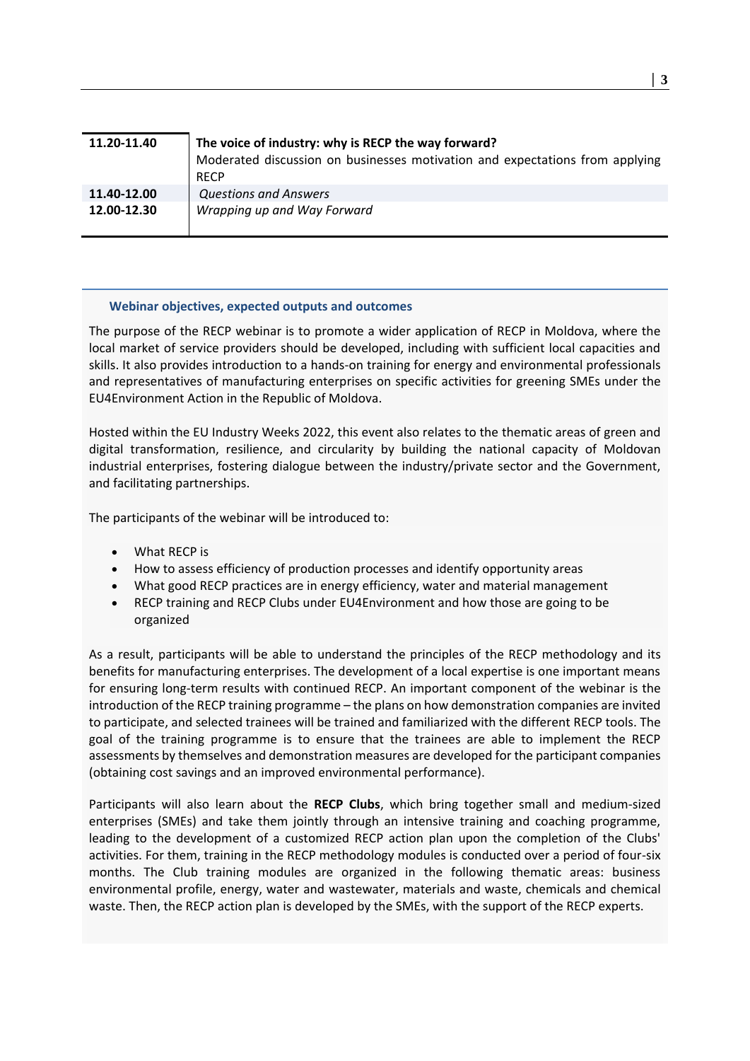| | |
|---|---|
| **11.20-11.40** | **The voice of industry: why is RECP the way forward?** Moderated discussion on businesses motivation and expectations from applying RECP |
| **11.40-12.00** | *Questions and Answers* |
| **12.00-12.30** | *Wrapping up and Way Forward* |

### Webinar objectives, expected outputs and outcomes

The purpose of the RECP webinar is to promote a wider application of RECP in Moldova, where the local market of service providers should be developed, including with sufficient local capacities and skills. It also provides introduction to a hands-on training for energy and environmental professionals and representatives of manufacturing enterprises on specific activities for greening SMEs under the EU4Environment Action in the Republic of Moldova.

Hosted within the EU Industry Weeks 2022, this event also relates to the thematic areas of green and digital transformation, resilience, and circularity by building the national capacity of Moldovan industrial enterprises, fostering dialogue between the industry/private sector and the Government, and facilitating partnerships.

The participants of the webinar will be introduced to:

- What RECP is
- How to assess efficiency of production processes and identify opportunity areas
- What good RECP practices are in energy efficiency, water and material management
- RECP training and RECP Clubs under EU4Environment and how those are going to be organized

As a result, participants will be able to understand the principles of the RECP methodology and its benefits for manufacturing enterprises. The development of a local expertise is one important means for ensuring long-term results with continued RECP. An important component of the webinar is the introduction of the RECP training programme – the plans on how demonstration companies are invited to participate, and selected trainees will be trained and familiarized with the different RECP tools. The goal of the training programme is to ensure that the trainees are able to implement the RECP assessments by themselves and demonstration measures are developed for the participant companies (obtaining cost savings and an improved environmental performance).

Participants will also learn about the **RECP Clubs**, which bring together small and medium-sized enterprises (SMEs) and take them jointly through an intensive training and coaching programme, leading to the development of a customized RECP action plan upon the completion of the Clubs' activities. For them, training in the RECP methodology modules is conducted over a period of four-six months. The Club training modules are organized in the following thematic areas: business environmental profile, energy, water and wastewater, materials and waste, chemicals and chemical waste. Then, the RECP action plan is developed by the SMEs, with the support of the RECP experts.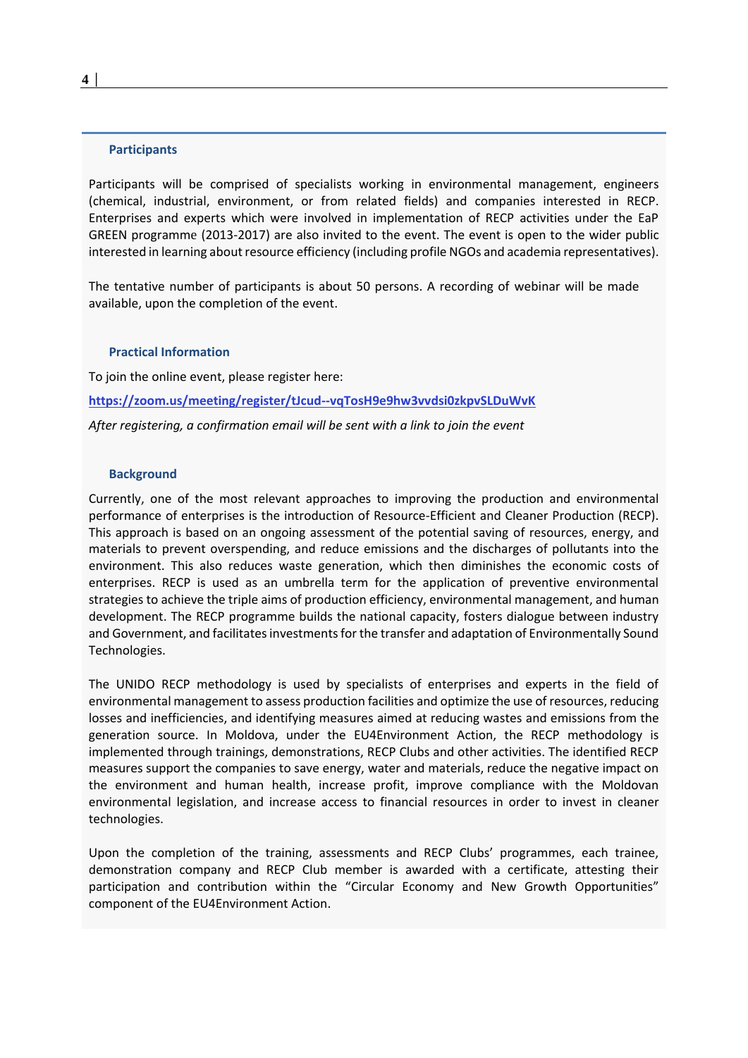## Participants

Participants will be comprised of specialists working in environmental management, engineers (chemical, industrial, environment, or from related fields) and companies interested in RECP. Enterprises and experts which were involved in implementation of RECP activities under the EaP GREEN programme (2013-2017) are also invited to the event. The event is open to the wider public interested in learning about resource efficiency (including profile NGOs and academia representatives).

The tentative number of participants is about 50 persons. A recording of webinar will be made available, upon the completion of the event.

## Practical Information

To join the online event, please register here:

https://zoom.us/meeting/register/tJcud--vqTosH9e9hw3vvdsi0zkpvSLDuWvK

*After registering, a confirmation email will be sent with a link to join the event*

## Background

Currently, one of the most relevant approaches to improving the production and environmental performance of enterprises is the introduction of Resource-Efficient and Cleaner Production (RECP). This approach is based on an ongoing assessment of the potential saving of resources, energy, and materials to prevent overspending, and reduce emissions and the discharges of pollutants into the environment. This also reduces waste generation, which then diminishes the economic costs of enterprises. RECP is used as an umbrella term for the application of preventive environmental strategies to achieve the triple aims of production efficiency, environmental management, and human development. The RECP programme builds the national capacity, fosters dialogue between industry and Government, and facilitates investments for the transfer and adaptation of Environmentally Sound Technologies.

The UNIDO RECP methodology is used by specialists of enterprises and experts in the field of environmental management to assess production facilities and optimize the use of resources, reducing losses and inefficiencies, and identifying measures aimed at reducing wastes and emissions from the generation source. In Moldova, under the EU4Environment Action, the RECP methodology is implemented through trainings, demonstrations, RECP Clubs and other activities. The identified RECP measures support the companies to save energy, water and materials, reduce the negative impact on the environment and human health, increase profit, improve compliance with the Moldovan environmental legislation, and increase access to financial resources in order to invest in cleaner technologies.

Upon the completion of the training, assessments and RECP Clubs' programmes, each trainee, demonstration company and RECP Club member is awarded with a certificate, attesting their participation and contribution within the "Circular Economy and New Growth Opportunities" component of the EU4Environment Action.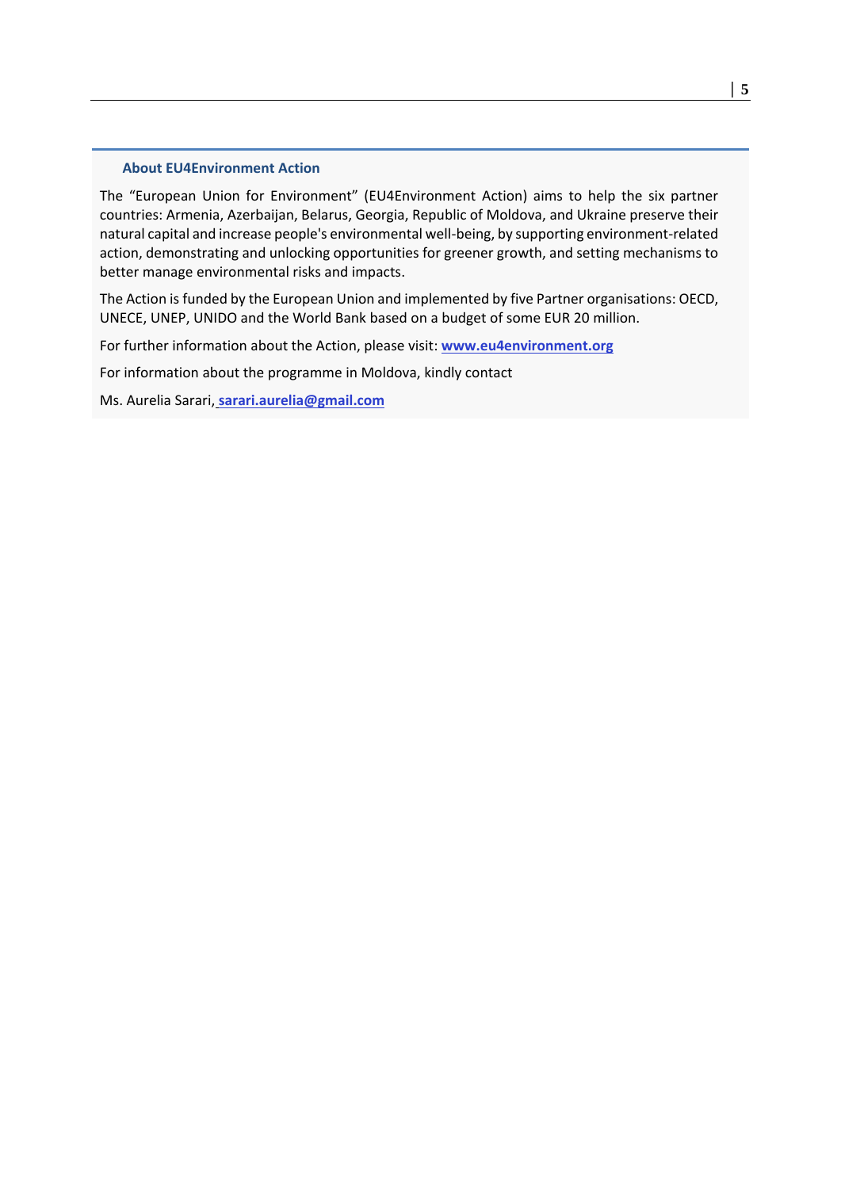### About EU4Environment Action

The "European Union for Environment" (EU4Environment Action) aims to help the six partner countries: Armenia, Azerbaijan, Belarus, Georgia, Republic of Moldova, and Ukraine preserve their natural capital and increase people's environmental well-being, by supporting environment-related action, demonstrating and unlocking opportunities for greener growth, and setting mechanisms to better manage environmental risks and impacts.

The Action is funded by the European Union and implemented by five Partner organisations: OECD, UNECE, UNEP, UNIDO and the World Bank based on a budget of some EUR 20 million.

For further information about the Action, please visit: **www.eu4environment.org**

For information about the programme in Moldova, kindly contact

Ms. Aurelia Sarari, **sarari.aurelia@gmail.com**